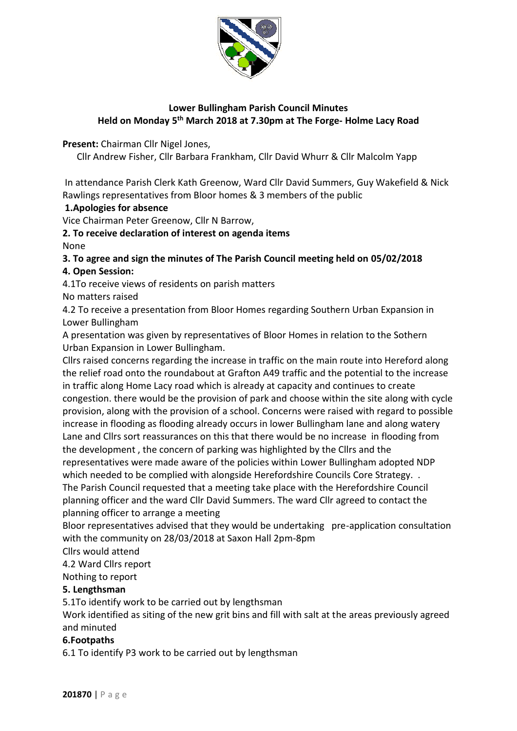**Lower Bullingham Parish Council Minutes**
**Held on Monday 5th March 2018 at 7.30pm at The Forge- Holme Lacy Road**

**Present:** Chairman Cllr Nigel Jones,
Cllr Andrew Fisher, Cllr Barbara Frankham, Cllr David Whurr & Cllr Malcolm Yapp

In attendance Parish Clerk Kath Greenow, Ward Cllr David Summers, Guy Wakefield & Nick Rawlings representatives from Bloor homes & 3 members of the public

**1.Apologies for absence**

Vice Chairman Peter Greenow, Cllr N Barrow,

**2. To receive declaration of interest on agenda items**

None

**3. To agree and sign the minutes of The Parish Council meeting held on 05/02/2018**

**4. Open Session:**

4.1To receive views of residents on parish matters

No matters raised

4.2 To receive a presentation from Bloor Homes regarding Southern Urban Expansion in Lower Bullingham

A presentation was given by representatives of Bloor Homes in relation to the Sothern Urban Expansion in Lower Bullingham.

Cllrs raised concerns regarding the increase in traffic on the main route into Hereford along the relief road onto the roundabout at Grafton A49 traffic and the potential to the increase in traffic along Home Lacy road which is already at capacity and continues to create congestion. there would be the provision of park and choose within the site along with cycle provision, along with the provision of a school. Concerns were raised with regard to possible increase in flooding as flooding already occurs in lower Bullingham lane and along watery Lane and Cllrs sort reassurances on this that there would be no increase in flooding from the development , the concern of parking was highlighted by the Cllrs and the representatives were made aware of the policies within Lower Bullingham adopted NDP which needed to be complied with alongside Herefordshire Councils Core Strategy. .

The Parish Council requested that a meeting take place with the Herefordshire Council planning officer and the ward Cllr David Summers. The ward Cllr agreed to contact the planning officer to arrange a meeting

Bloor representatives advised that they would be undertaking pre-application consultation with the community on 28/03/2018 at Saxon Hall 2pm-8pm

Cllrs would attend

4.2 Ward Cllrs report

Nothing to report

**5. Lengthsman**

5.1To identify work to be carried out by lengthsman

Work identified as siting of the new grit bins and fill with salt at the areas previously agreed and minuted

**6.Footpaths**

6.1 To identify P3 work to be carried out by lengthsman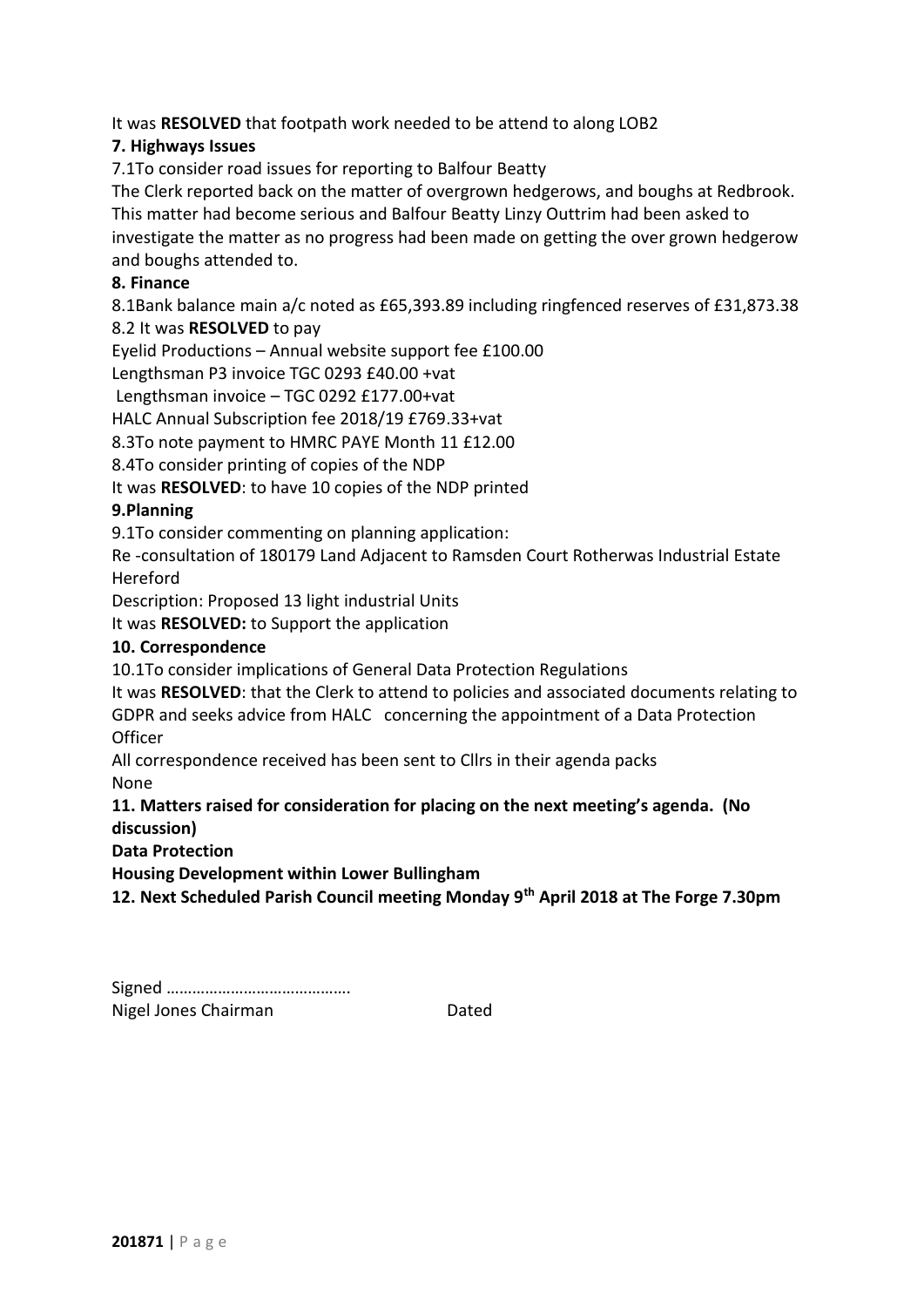It was **RESOLVED** that footpath work needed to be attend to along LOB2

**7. Highways Issues**

7.1To consider road issues for reporting to Balfour Beatty

The Clerk reported back on the matter of overgrown hedgerows, and boughs at Redbrook. This matter had become serious and Balfour Beatty Linzy Outtrim had been asked to investigate the matter as no progress had been made on getting the over grown hedgerow and boughs attended to.

**8. Finance**

8.1Bank balance main a/c noted as £65,393.89 including ringfenced reserves of £31,873.38

8.2 It was **RESOLVED** to pay

Eyelid Productions – Annual website support fee £100.00

Lengthsman P3 invoice TGC 0293 £40.00 +vat

Lengthsman invoice – TGC 0292 £177.00+vat

HALC Annual Subscription fee 2018/19 £769.33+vat

8.3To note payment to HMRC PAYE Month 11 £12.00

8.4To consider printing of copies of the NDP

It was **RESOLVED**: to have 10 copies of the NDP printed

**9.Planning**

9.1To consider commenting on planning application:

Re -consultation of 180179 Land Adjacent to Ramsden Court Rotherwas Industrial Estate Hereford

Description: Proposed 13 light industrial Units

It was **RESOLVED:** to Support the application

**10. Correspondence**

10.1To consider implications of General Data Protection Regulations

It was **RESOLVED**: that the Clerk to attend to policies and associated documents relating to GDPR and seeks advice from HALC concerning the appointment of a Data Protection Officer

All correspondence received has been sent to Cllrs in their agenda packs

None

**11. Matters raised for consideration for placing on the next meeting's agenda. (No discussion)**

**Data Protection**

**Housing Development within Lower Bullingham**

**12. Next Scheduled Parish Council meeting Monday 9th April 2018 at The Forge 7.30pm**

Signed …………………………………….

Nigel Jones Chairman Dated